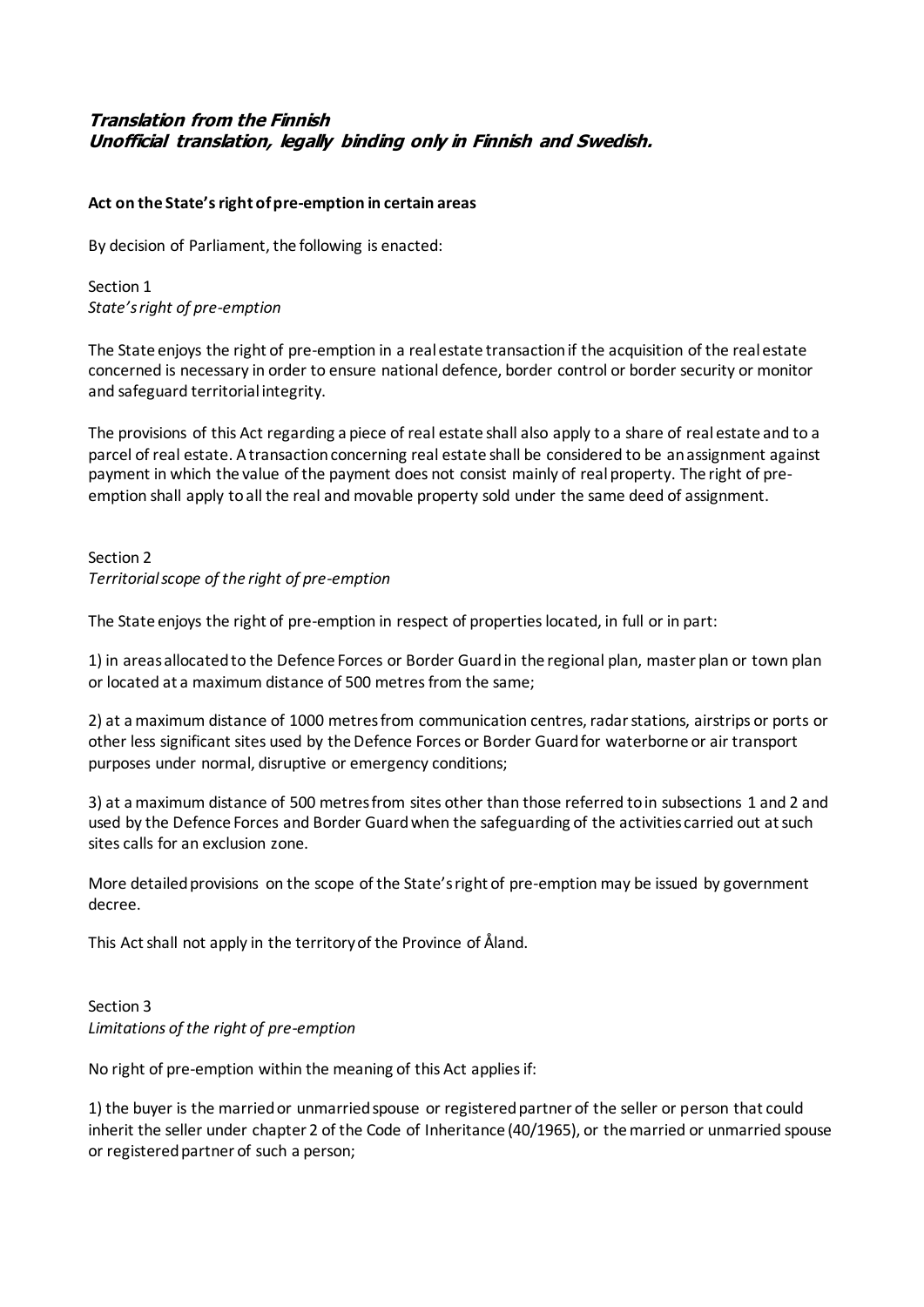***Translation from the Finnish***
***Unofficial translation, legally binding only in Finnish and Swedish.***

**Act on the State's right of pre-emption in certain areas**

By decision of Parliament, the following is enacted:

Section 1
*State's right of pre-emption*

The State enjoys the right of pre-emption in a real estate transaction if the acquisition of the real estate concerned is necessary in order to ensure national defence, border control or border security or monitor and safeguard territorial integrity.

The provisions of this Act regarding a piece of real estate shall also apply to a share of real estate and to a parcel of real estate. A transaction concerning real estate shall be considered to be an assignment against payment in which the value of the payment does not consist mainly of real property. The right of pre-emption shall apply to all the real and movable property sold under the same deed of assignment.

Section 2
*Territorial scope of the right of pre-emption*

The State enjoys the right of pre-emption in respect of properties located, in full or in part:

1) in areas allocated to the Defence Forces or Border Guard in the regional plan, master plan or town plan or located at a maximum distance of 500 metres from the same;

2) at a maximum distance of 1000 metres from communication centres, radar stations, airstrips or ports or other less significant sites used by the Defence Forces or Border Guard for waterborne or air transport purposes under normal, disruptive or emergency conditions;

3) at a maximum distance of 500 metres from sites other than those referred to in subsections 1 and 2 and used by the Defence Forces and Border Guard when the safeguarding of the activities carried out at such sites calls for an exclusion zone.

More detailed provisions on the scope of the State's right of pre-emption may be issued by government decree.

This Act shall not apply in the territory of the Province of Åland.

Section 3
*Limitations of the right of pre-emption*

No right of pre-emption within the meaning of this Act applies if:

1) the buyer is the married or unmarried spouse or registered partner of the seller or person that could inherit the seller under chapter 2 of the Code of Inheritance (40/1965), or the married or unmarried spouse or registered partner of such a person;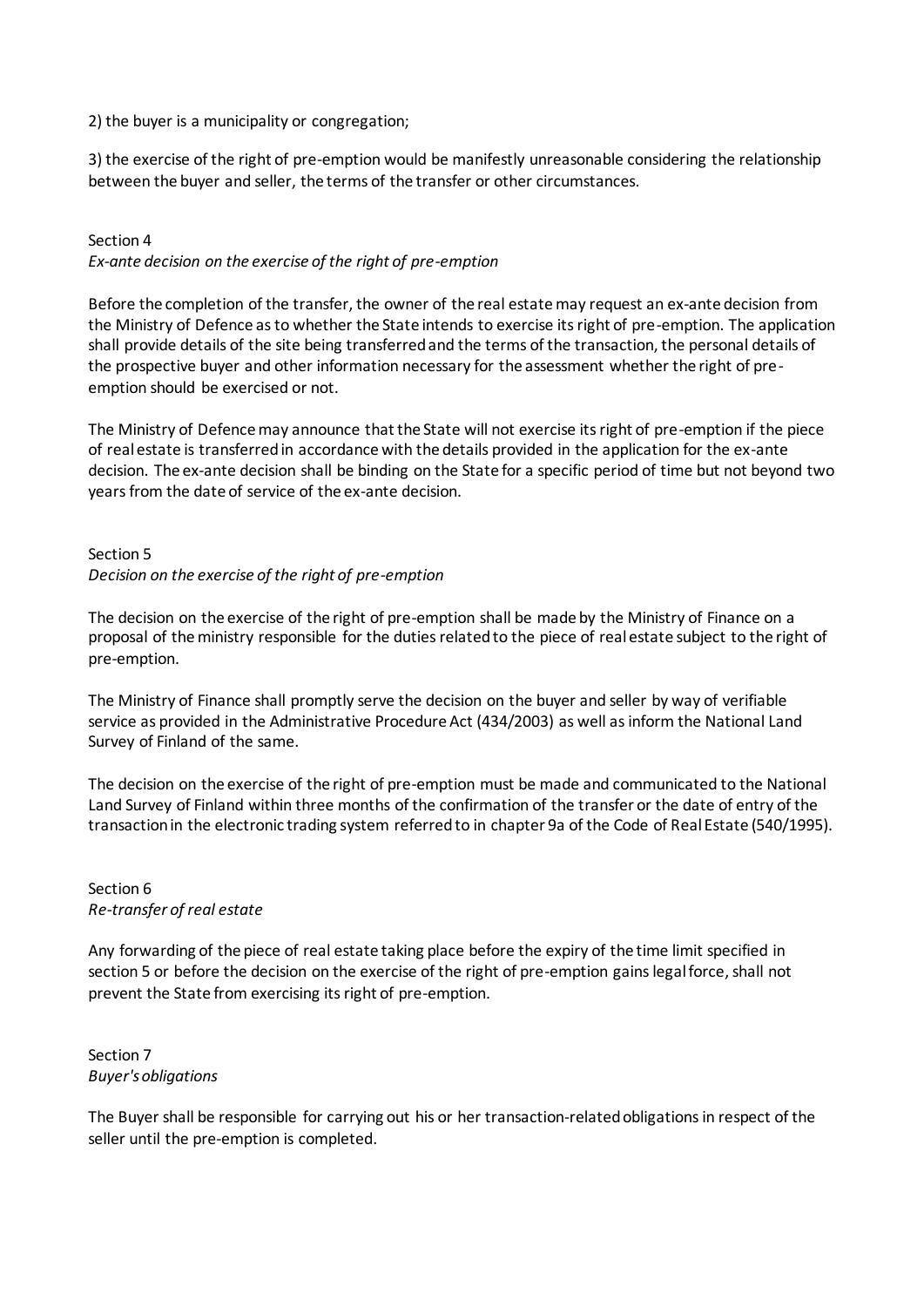2) the buyer is a municipality or congregation;

3) the exercise of the right of pre-emption would be manifestly unreasonable considering the relationship between the buyer and seller, the terms of the transfer or other circumstances.

Section 4
*Ex-ante decision on the exercise of the right of pre-emption*

Before the completion of the transfer, the owner of the real estate may request an ex-ante decision from the Ministry of Defence as to whether the State intends to exercise its right of pre-emption. The application shall provide details of the site being transferred and the terms of the transaction, the personal details of the prospective buyer and other information necessary for the assessment whether the right of pre-emption should be exercised or not.

The Ministry of Defence may announce that the State will not exercise its right of pre-emption if the piece of real estate is transferred in accordance with the details provided in the application for the ex-ante decision. The ex-ante decision shall be binding on the State for a specific period of time but not beyond two years from the date of service of the ex-ante decision.

Section 5
*Decision on the exercise of the right of pre-emption*

The decision on the exercise of the right of pre-emption shall be made by the Ministry of Finance on a proposal of the ministry responsible for the duties related to the piece of real estate subject to the right of pre-emption.

The Ministry of Finance shall promptly serve the decision on the buyer and seller by way of verifiable service as provided in the Administrative Procedure Act (434/2003) as well as inform the National Land Survey of Finland of the same.

The decision on the exercise of the right of pre-emption must be made and communicated to the National Land Survey of Finland within three months of the confirmation of the transfer or the date of entry of the transaction in the electronic trading system referred to in chapter 9a of the Code of Real Estate (540/1995).

Section 6
*Re-transfer of real estate*

Any forwarding of the piece of real estate taking place before the expiry of the time limit specified in section 5 or before the decision on the exercise of the right of pre-emption gains legal force, shall not prevent the State from exercising its right of pre-emption.

Section 7
*Buyer's obligations*

The Buyer shall be responsible for carrying out his or her transaction-related obligations in respect of the seller until the pre-emption is completed.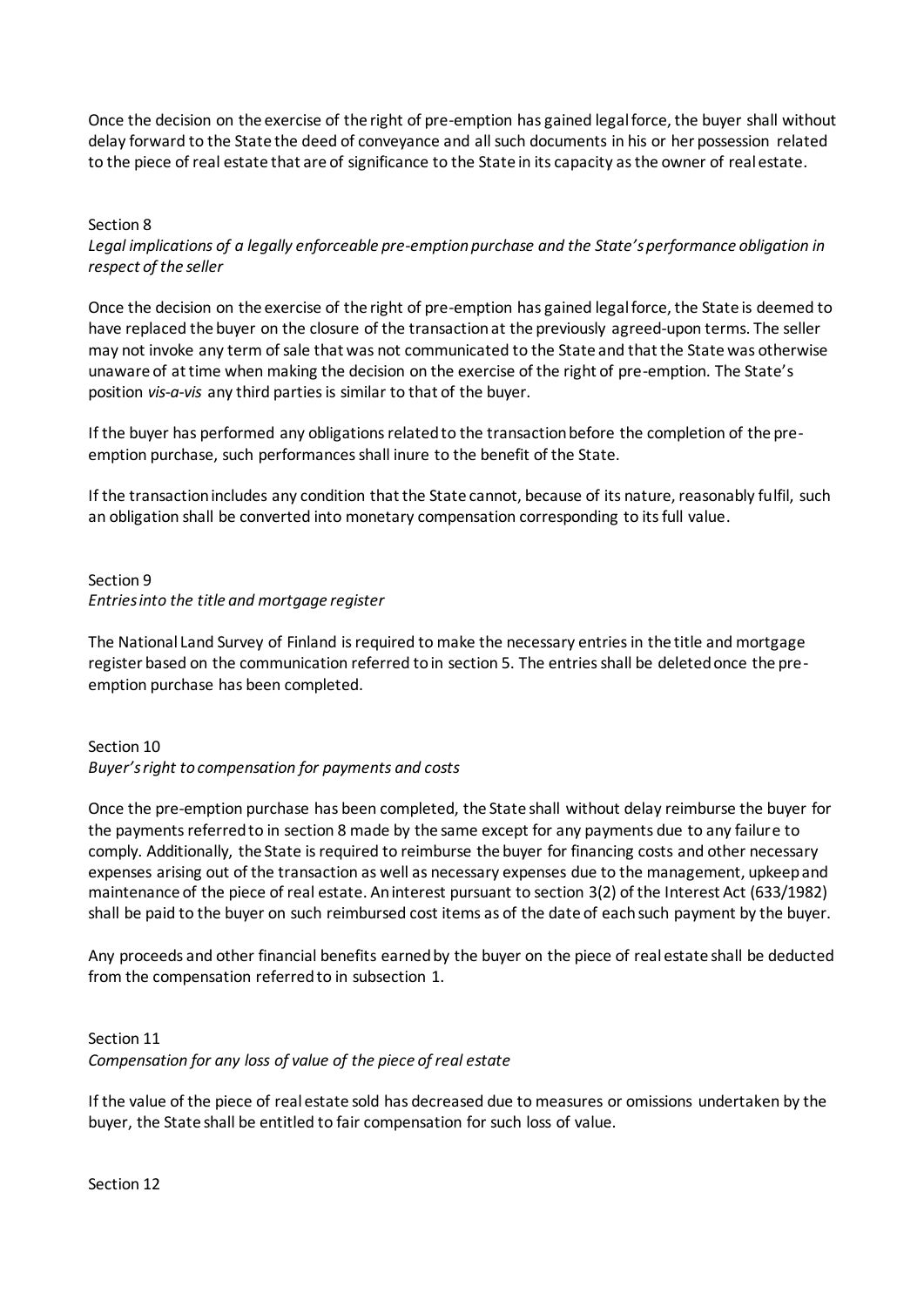Once the decision on the exercise of the right of pre-emption has gained legal force, the buyer shall without delay forward to the State the deed of conveyance and all such documents in his or her possession related to the piece of real estate that are of significance to the State in its capacity as the owner of real estate.

Section 8
*Legal implications of a legally enforceable pre-emption purchase and the State's performance obligation in respect of the seller*

Once the decision on the exercise of the right of pre-emption has gained legal force, the State is deemed to have replaced the buyer on the closure of the transaction at the previously agreed-upon terms. The seller may not invoke any term of sale that was not communicated to the State and that the State was otherwise unaware of at time when making the decision on the exercise of the right of pre-emption. The State's position *vis-a-vis* any third parties is similar to that of the buyer.

If the buyer has performed any obligations related to the transaction before the completion of the pre-emption purchase, such performances shall inure to the benefit of the State.

If the transaction includes any condition that the State cannot, because of its nature, reasonably fulfil, such an obligation shall be converted into monetary compensation corresponding to its full value.

Section 9
*Entries into the title and mortgage register*

The National Land Survey of Finland is required to make the necessary entries in the title and mortgage register based on the communication referred to in section 5. The entries shall be deleted once the pre-emption purchase has been completed.

Section 10
*Buyer's right to compensation for payments and costs*

Once the pre-emption purchase has been completed, the State shall without delay reimburse the buyer for the payments referred to in section 8 made by the same except for any payments due to any failure to comply. Additionally, the State is required to reimburse the buyer for financing costs and other necessary expenses arising out of the transaction as well as necessary expenses due to the management, upkeep and maintenance of the piece of real estate. An interest pursuant to section 3(2) of the Interest Act (633/1982) shall be paid to the buyer on such reimbursed cost items as of the date of each such payment by the buyer.

Any proceeds and other financial benefits earned by the buyer on the piece of real estate shall be deducted from the compensation referred to in subsection 1.

Section 11
*Compensation for any loss of value of the piece of real estate*

If the value of the piece of real estate sold has decreased due to measures or omissions undertaken by the buyer, the State shall be entitled to fair compensation for such loss of value.

Section 12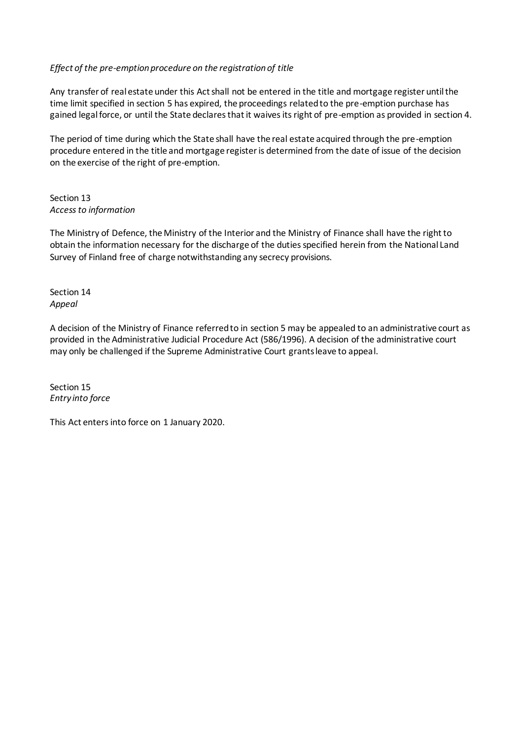*Effect of the pre-emption procedure on the registration of title*

Any transfer of real estate under this Act shall not be entered in the title and mortgage register until the time limit specified in section 5 has expired, the proceedings related to the pre-emption purchase has gained legal force, or until the State declares that it waives its right of pre-emption as provided in section 4.

The period of time during which the State shall have the real estate acquired through the pre-emption procedure entered in the title and mortgage register is determined from the date of issue of the decision on the exercise of the right of pre-emption.

Section 13
*Access to information*

The Ministry of Defence, the Ministry of the Interior and the Ministry of Finance shall have the right to obtain the information necessary for the discharge of the duties specified herein from the National Land Survey of Finland free of charge notwithstanding any secrecy provisions.

Section 14
*Appeal*

A decision of the Ministry of Finance referred to in section 5 may be appealed to an administrative court as provided in the Administrative Judicial Procedure Act (586/1996). A decision of the administrative court may only be challenged if the Supreme Administrative Court grants leave to appeal.

Section 15
*Entry into force*

This Act enters into force on 1 January 2020.